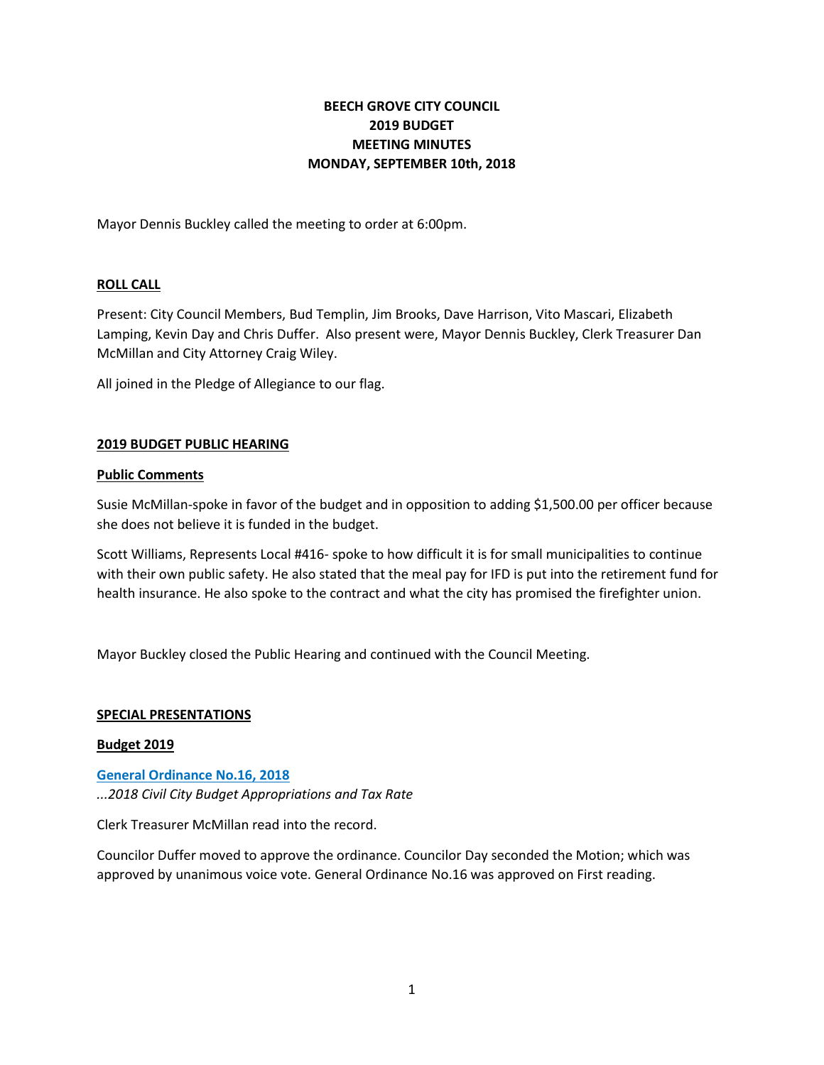# BEECH GROVE CITY COUNCIL
# 2019 BUDGET
# MEETING MINUTES
# MONDAY, SEPTEMBER 10th, 2018

Mayor Dennis Buckley called the meeting to order at 6:00pm.

## ROLL CALL

Present: City Council Members, Bud Templin, Jim Brooks, Dave Harrison, Vito Mascari, Elizabeth Lamping, Kevin Day and Chris Duffer. Also present were, Mayor Dennis Buckley, Clerk Treasurer Dan McMillan and City Attorney Craig Wiley.

All joined in the Pledge of Allegiance to our flag.

## 2019 BUDGET PUBLIC HEARING

### Public Comments

Susie McMillan-spoke in favor of the budget and in opposition to adding $1,500.00 per officer because she does not believe it is funded in the budget.

Scott Williams, Represents Local #416- spoke to how difficult it is for small municipalities to continue with their own public safety. He also stated that the meal pay for IFD is put into the retirement fund for health insurance. He also spoke to the contract and what the city has promised the firefighter union.

Mayor Buckley closed the Public Hearing and continued with the Council Meeting.

## SPECIAL PRESENTATIONS

### Budget 2019

**General Ordinance No.16, 2018**

*...2018 Civil City Budget Appropriations and Tax Rate*

Clerk Treasurer McMillan read into the record.

Councilor Duffer moved to approve the ordinance. Councilor Day seconded the Motion; which was approved by unanimous voice vote. General Ordinance No.16 was approved on First reading.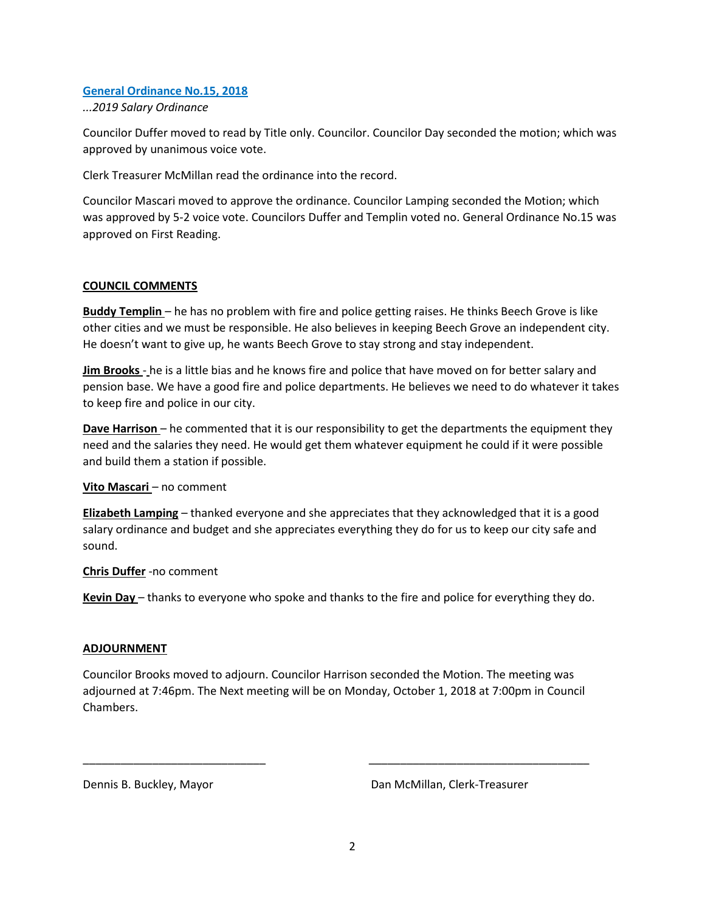**General Ordinance No.15, 2018**

*...2019 Salary Ordinance*

Councilor Duffer moved to read by Title only. Councilor. Councilor Day seconded the motion; which was approved by unanimous voice vote.

Clerk Treasurer McMillan read the ordinance into the record.

Councilor Mascari moved to approve the ordinance. Councilor Lamping seconded the Motion; which was approved by 5-2 voice vote. Councilors Duffer and Templin voted no. General Ordinance No.15 was approved on First Reading.

**COUNCIL COMMENTS**

**Buddy Templin** – he has no problem with fire and police getting raises. He thinks Beech Grove is like other cities and we must be responsible. He also believes in keeping Beech Grove an independent city. He doesn't want to give up, he wants Beech Grove to stay strong and stay independent.

**Jim Brooks** - he is a little bias and he knows fire and police that have moved on for better salary and pension base. We have a good fire and police departments. He believes we need to do whatever it takes to keep fire and police in our city.

**Dave Harrison** – he commented that it is our responsibility to get the departments the equipment they need and the salaries they need. He would get them whatever equipment he could if it were possible and build them a station if possible.

**Vito Mascari** – no comment

**Elizabeth Lamping** – thanked everyone and she appreciates that they acknowledged that it is a good salary ordinance and budget and she appreciates everything they do for us to keep our city safe and sound.

**Chris Duffer** -no comment

**Kevin Day** – thanks to everyone who spoke and thanks to the fire and police for everything they do.

**ADJOURNMENT**

Councilor Brooks moved to adjourn. Councilor Harrison seconded the Motion. The meeting was adjourned at 7:46pm. The Next meeting will be on Monday, October 1, 2018 at 7:00pm in Council Chambers.

_____________________________ _____________________________

Dennis B. Buckley, Mayor Dan McMillan, Clerk-Treasurer